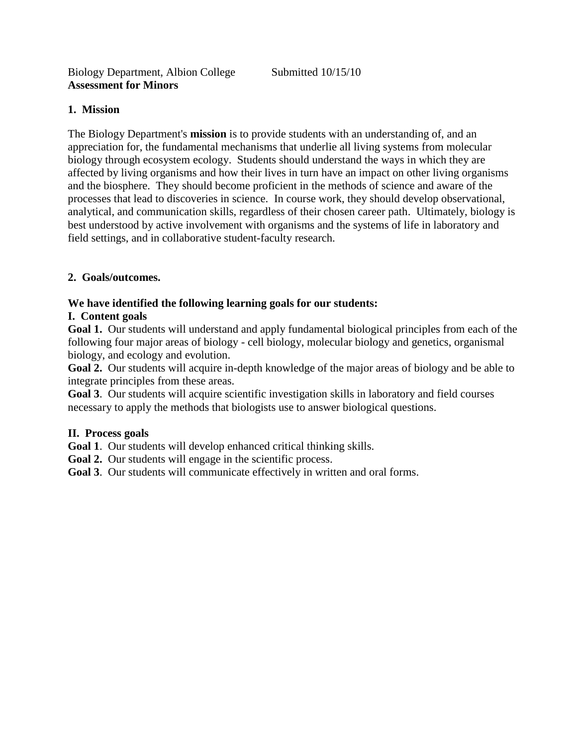Biology Department, Albion College Submitted 10/15/10

**Assessment for Minors**

## 1. Mission

The Biology Department's **mission** is to provide students with an understanding of, and an appreciation for, the fundamental mechanisms that underlie all living systems from molecular biology through ecosystem ecology. Students should understand the ways in which they are affected by living organisms and how their lives in turn have an impact on other living organisms and the biosphere. They should become proficient in the methods of science and aware of the processes that lead to discoveries in science. In course work, they should develop observational, analytical, and communication skills, regardless of their chosen career path. Ultimately, biology is best understood by active involvement with organisms and the systems of life in laboratory and field settings, and in collaborative student-faculty research.

## 2. Goals/outcomes.

**We have identified the following learning goals for our students:**

### I. Content goals

**Goal 1.** Our students will understand and apply fundamental biological principles from each of the following four major areas of biology - cell biology, molecular biology and genetics, organismal biology, and ecology and evolution.

**Goal 2.** Our students will acquire in-depth knowledge of the major areas of biology and be able to integrate principles from these areas.

**Goal 3**. Our students will acquire scientific investigation skills in laboratory and field courses necessary to apply the methods that biologists use to answer biological questions.

### II. Process goals

**Goal 1**. Our students will develop enhanced critical thinking skills.

**Goal 2.** Our students will engage in the scientific process.

**Goal 3**. Our students will communicate effectively in written and oral forms.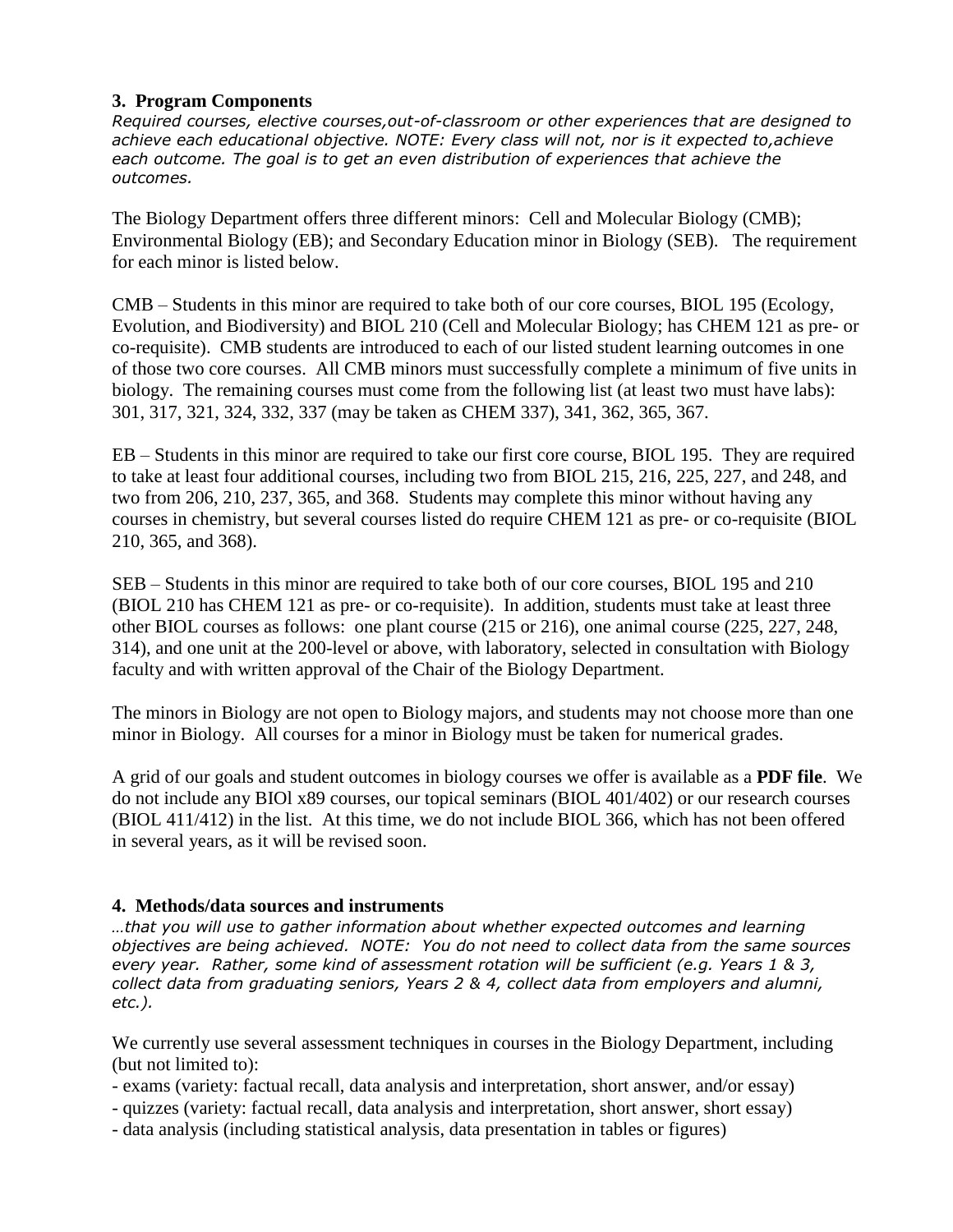### 3. Program Components

*Required courses, elective courses,out-of-classroom or other experiences that are designed to achieve each educational objective. NOTE: Every class will not, nor is it expected to,achieve each outcome. The goal is to get an even distribution of experiences that achieve the outcomes.*

The Biology Department offers three different minors: Cell and Molecular Biology (CMB); Environmental Biology (EB); and Secondary Education minor in Biology (SEB). The requirement for each minor is listed below.

CMB – Students in this minor are required to take both of our core courses, BIOL 195 (Ecology, Evolution, and Biodiversity) and BIOL 210 (Cell and Molecular Biology; has CHEM 121 as pre- or co-requisite). CMB students are introduced to each of our listed student learning outcomes in one of those two core courses. All CMB minors must successfully complete a minimum of five units in biology. The remaining courses must come from the following list (at least two must have labs): 301, 317, 321, 324, 332, 337 (may be taken as CHEM 337), 341, 362, 365, 367.

EB – Students in this minor are required to take our first core course, BIOL 195. They are required to take at least four additional courses, including two from BIOL 215, 216, 225, 227, and 248, and two from 206, 210, 237, 365, and 368. Students may complete this minor without having any courses in chemistry, but several courses listed do require CHEM 121 as pre- or co-requisite (BIOL 210, 365, and 368).

SEB – Students in this minor are required to take both of our core courses, BIOL 195 and 210 (BIOL 210 has CHEM 121 as pre- or co-requisite). In addition, students must take at least three other BIOL courses as follows: one plant course (215 or 216), one animal course (225, 227, 248, 314), and one unit at the 200-level or above, with laboratory, selected in consultation with Biology faculty and with written approval of the Chair of the Biology Department.

The minors in Biology are not open to Biology majors, and students may not choose more than one minor in Biology. All courses for a minor in Biology must be taken for numerical grades.

A grid of our goals and student outcomes in biology courses we offer is available as a **PDF file**. We do not include any BIOl x89 courses, our topical seminars (BIOL 401/402) or our research courses (BIOL 411/412) in the list. At this time, we do not include BIOL 366, which has not been offered in several years, as it will be revised soon.

### 4. Methods/data sources and instruments

*…that you will use to gather information about whether expected outcomes and learning objectives are being achieved. NOTE: You do not need to collect data from the same sources every year. Rather, some kind of assessment rotation will be sufficient (e.g. Years 1 & 3, collect data from graduating seniors, Years 2 & 4, collect data from employers and alumni, etc.).*

We currently use several assessment techniques in courses in the Biology Department, including (but not limited to):

- exams (variety: factual recall, data analysis and interpretation, short answer, and/or essay)
- quizzes (variety: factual recall, data analysis and interpretation, short answer, short essay)
- data analysis (including statistical analysis, data presentation in tables or figures)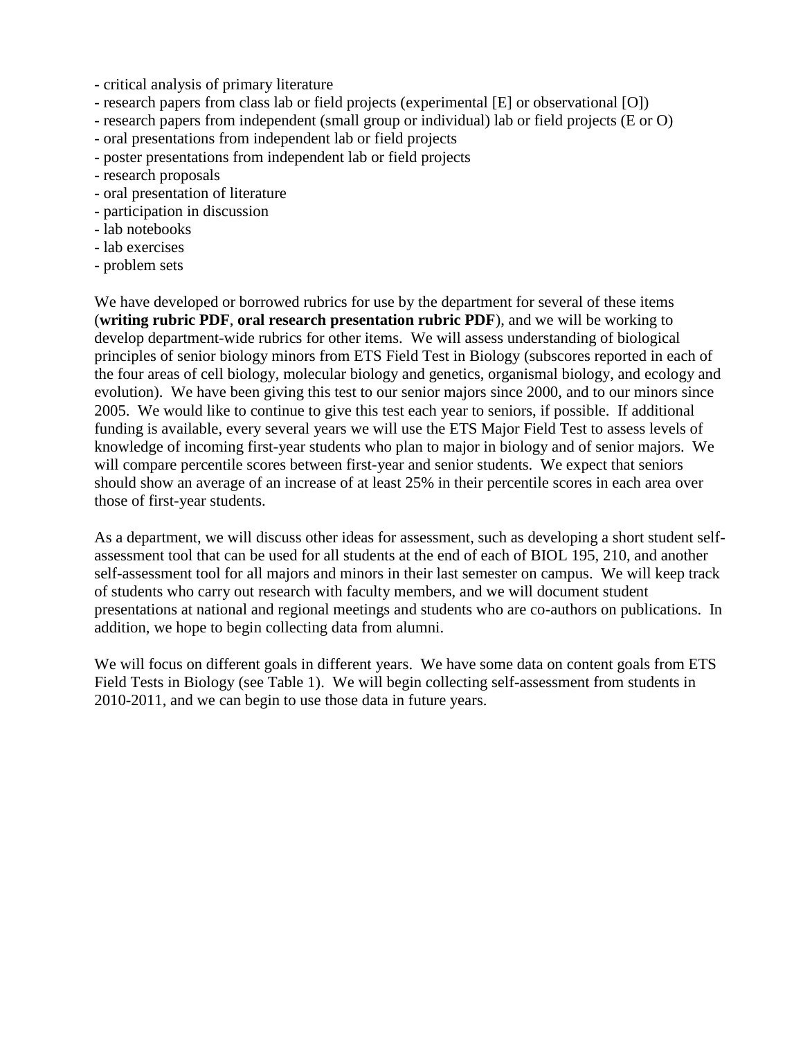- critical analysis of primary literature
- research papers from class lab or field projects (experimental [E] or observational [O])
- research papers from independent (small group or individual) lab or field projects (E or O)
- oral presentations from independent lab or field projects
- poster presentations from independent lab or field projects
- research proposals
- oral presentation of literature
- participation in discussion
- lab notebooks
- lab exercises
- problem sets

We have developed or borrowed rubrics for use by the department for several of these items (**writing rubric PDF**, **oral research presentation rubric PDF**), and we will be working to develop department-wide rubrics for other items. We will assess understanding of biological principles of senior biology minors from ETS Field Test in Biology (subscores reported in each of the four areas of cell biology, molecular biology and genetics, organismal biology, and ecology and evolution). We have been giving this test to our senior majors since 2000, and to our minors since 2005. We would like to continue to give this test each year to seniors, if possible. If additional funding is available, every several years we will use the ETS Major Field Test to assess levels of knowledge of incoming first-year students who plan to major in biology and of senior majors. We will compare percentile scores between first-year and senior students. We expect that seniors should show an average of an increase of at least 25% in their percentile scores in each area over those of first-year students.

As a department, we will discuss other ideas for assessment, such as developing a short student self-assessment tool that can be used for all students at the end of each of BIOL 195, 210, and another self-assessment tool for all majors and minors in their last semester on campus. We will keep track of students who carry out research with faculty members, and we will document student presentations at national and regional meetings and students who are co-authors on publications. In addition, we hope to begin collecting data from alumni.

We will focus on different goals in different years. We have some data on content goals from ETS Field Tests in Biology (see Table 1). We will begin collecting self-assessment from students in 2010-2011, and we can begin to use those data in future years.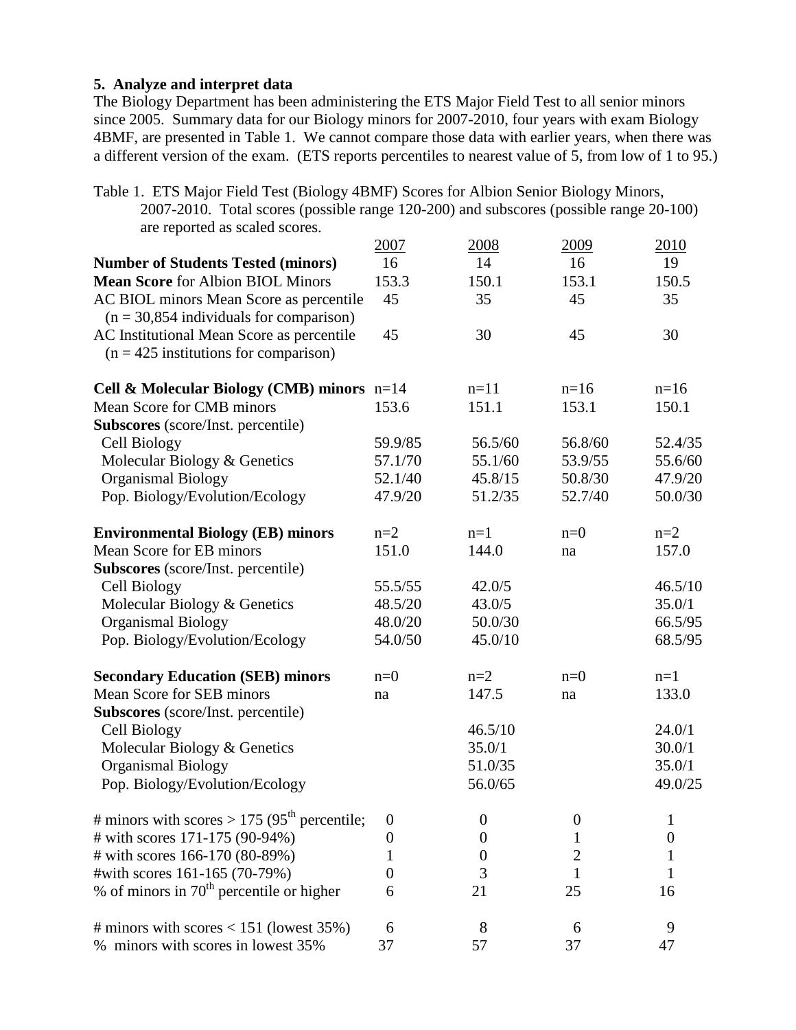**5. Analyze and interpret data**

The Biology Department has been administering the ETS Major Field Test to all senior minors since 2005. Summary data for our Biology minors for 2007-2010, four years with exam Biology 4BMF, are presented in Table 1. We cannot compare those data with earlier years, when there was a different version of the exam. (ETS reports percentiles to nearest value of 5, from low of 1 to 95.)

Table 1. ETS Major Field Test (Biology 4BMF) Scores for Albion Senior Biology Minors, 2007-2010. Total scores (possible range 120-200) and subscores (possible range 20-100) are reported as scaled scores.

| | 2007 | 2008 | 2009 | 2010 |
|---|---|---|---|---|
| **Number of Students Tested (minors)** | 16 | 14 | 16 | 19 |
| **Mean Score** for Albion BIOL Minors | 153.3 | 150.1 | 153.1 | 150.5 |
| AC BIOL minors Mean Score as percentile (n = 30,854 individuals for comparison) | 45 | 35 | 45 | 35 |
| AC Institutional Mean Score as percentile (n = 425 institutions for comparison) | 45 | 30 | 45 | 30 |
| **Cell & Molecular Biology (CMB) minors** | n=14 | n=11 | n=16 | n=16 |
| Mean Score for CMB minors | 153.6 | 151.1 | 153.1 | 150.1 |
| **Subscores** (score/Inst. percentile) | | | | |
| Cell Biology | 59.9/85 | 56.5/60 | 56.8/60 | 52.4/35 |
| Molecular Biology & Genetics | 57.1/70 | 55.1/60 | 53.9/55 | 55.6/60 |
| Organismal Biology | 52.1/40 | 45.8/15 | 50.8/30 | 47.9/20 |
| Pop. Biology/Evolution/Ecology | 47.9/20 | 51.2/35 | 52.7/40 | 50.0/30 |
| **Environmental Biology (EB) minors** | n=2 | n=1 | n=0 | n=2 |
| Mean Score for EB minors | 151.0 | 144.0 | na | 157.0 |
| **Subscores** (score/Inst. percentile) | | | | |
| Cell Biology | 55.5/55 | 42.0/5 | | 46.5/10 |
| Molecular Biology & Genetics | 48.5/20 | 43.0/5 | | 35.0/1 |
| Organismal Biology | 48.0/20 | 50.0/30 | | 66.5/95 |
| Pop. Biology/Evolution/Ecology | 54.0/50 | 45.0/10 | | 68.5/95 |
| **Secondary Education (SEB) minors** | n=0 | n=2 | n=0 | n=1 |
| Mean Score for SEB minors | na | 147.5 | na | 133.0 |
| **Subscores** (score/Inst. percentile) | | | | |
| Cell Biology | | 46.5/10 | | 24.0/1 |
| Molecular Biology & Genetics | | 35.0/1 | | 30.0/1 |
| Organismal Biology | | 51.0/35 | | 35.0/1 |
| Pop. Biology/Evolution/Ecology | | 56.0/65 | | 49.0/25 |
| # minors with scores > 175 (95th percentile; | 0 | 0 | 0 | 1 |
| # with scores 171-175 (90-94%) | 0 | 0 | 1 | 0 |
| # with scores 166-170 (80-89%) | 1 | 0 | 2 | 1 |
| #with scores 161-165 (70-79%) | 0 | 3 | 1 | 1 |
| % of minors in 70th percentile or higher | 6 | 21 | 25 | 16 |
| # minors with scores < 151 (lowest 35%) | 6 | 8 | 6 | 9 |
| % minors with scores in lowest 35% | 37 | 57 | 37 | 47 |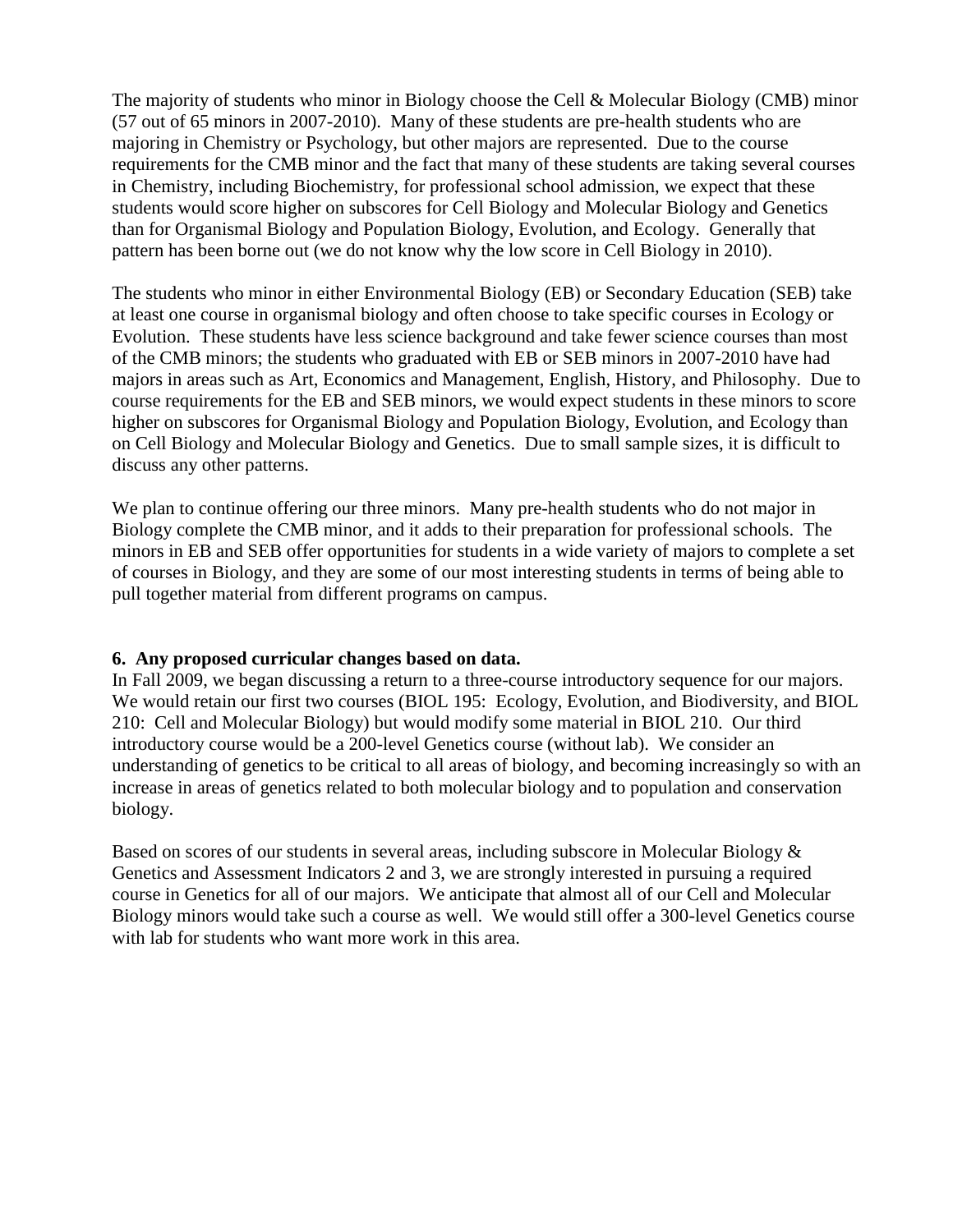The majority of students who minor in Biology choose the Cell & Molecular Biology (CMB) minor (57 out of 65 minors in 2007-2010). Many of these students are pre-health students who are majoring in Chemistry or Psychology, but other majors are represented. Due to the course requirements for the CMB minor and the fact that many of these students are taking several courses in Chemistry, including Biochemistry, for professional school admission, we expect that these students would score higher on subscores for Cell Biology and Molecular Biology and Genetics than for Organismal Biology and Population Biology, Evolution, and Ecology. Generally that pattern has been borne out (we do not know why the low score in Cell Biology in 2010).

The students who minor in either Environmental Biology (EB) or Secondary Education (SEB) take at least one course in organismal biology and often choose to take specific courses in Ecology or Evolution. These students have less science background and take fewer science courses than most of the CMB minors; the students who graduated with EB or SEB minors in 2007-2010 have had majors in areas such as Art, Economics and Management, English, History, and Philosophy. Due to course requirements for the EB and SEB minors, we would expect students in these minors to score higher on subscores for Organismal Biology and Population Biology, Evolution, and Ecology than on Cell Biology and Molecular Biology and Genetics. Due to small sample sizes, it is difficult to discuss any other patterns.

We plan to continue offering our three minors. Many pre-health students who do not major in Biology complete the CMB minor, and it adds to their preparation for professional schools. The minors in EB and SEB offer opportunities for students in a wide variety of majors to complete a set of courses in Biology, and they are some of our most interesting students in terms of being able to pull together material from different programs on campus.

**6. Any proposed curricular changes based on data.**

In Fall 2009, we began discussing a return to a three-course introductory sequence for our majors. We would retain our first two courses (BIOL 195: Ecology, Evolution, and Biodiversity, and BIOL 210: Cell and Molecular Biology) but would modify some material in BIOL 210. Our third introductory course would be a 200-level Genetics course (without lab). We consider an understanding of genetics to be critical to all areas of biology, and becoming increasingly so with an increase in areas of genetics related to both molecular biology and to population and conservation biology.

Based on scores of our students in several areas, including subscore in Molecular Biology & Genetics and Assessment Indicators 2 and 3, we are strongly interested in pursuing a required course in Genetics for all of our majors. We anticipate that almost all of our Cell and Molecular Biology minors would take such a course as well. We would still offer a 300-level Genetics course with lab for students who want more work in this area.